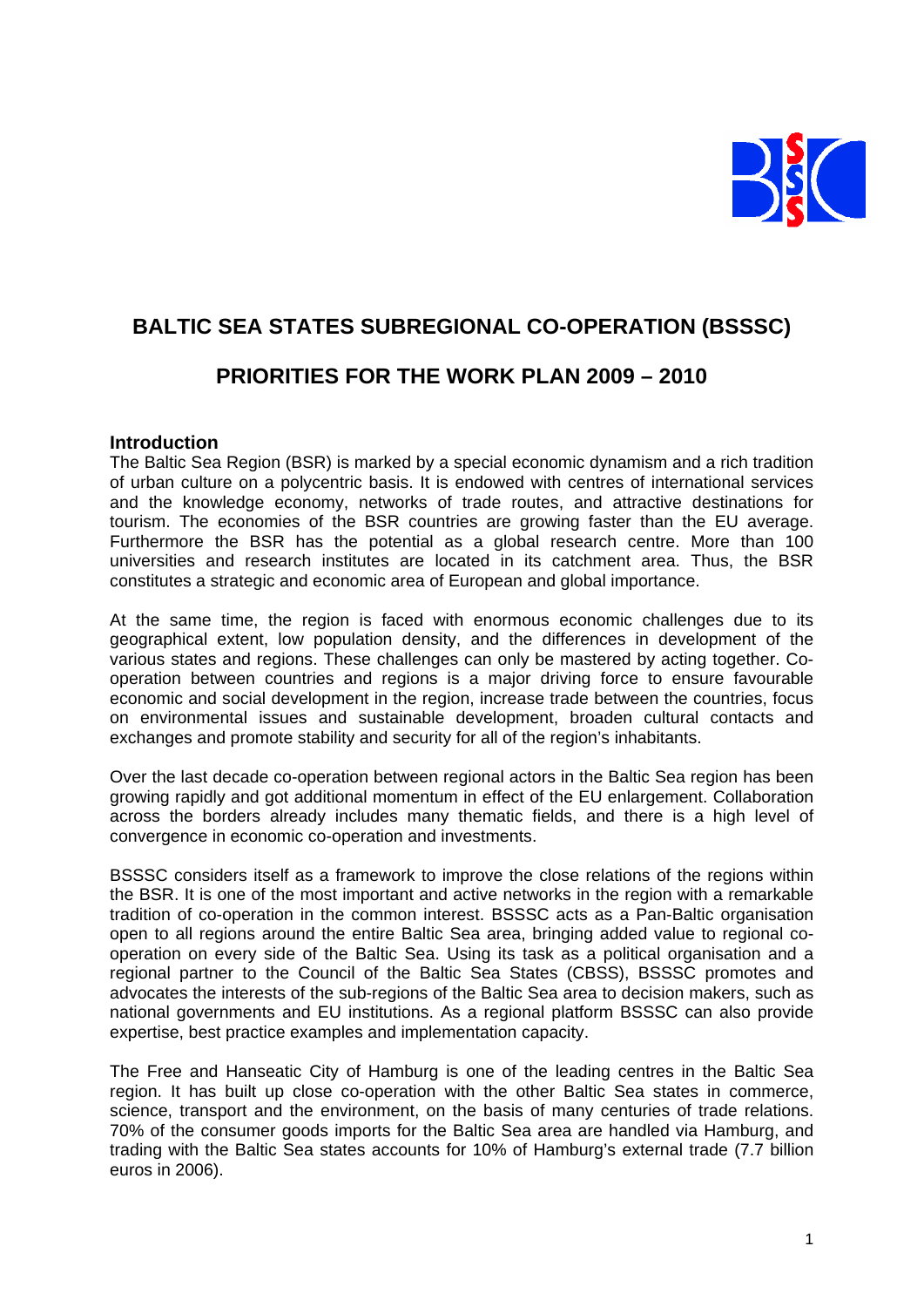# BALTIC SEA STATES SUBREGIONAL CO-OPERATION (BSSSC)

# PRIORITIES FOR THE WORK PLAN 2009 – 2010

## Introduction

The Baltic Sea Region (BSR) is marked by a special economic dynamism and a rich tradition of urban culture on a polycentric basis. It is endowed with centres of international services and the knowledge economy, networks of trade routes, and attractive destinations for tourism. The economies of the BSR countries are growing faster than the EU average. Furthermore the BSR has the potential as a global research centre. More than 100 universities and research institutes are located in its catchment area. Thus, the BSR constitutes a strategic and economic area of European and global importance.

At the same time, the region is faced with enormous economic challenges due to its geographical extent, low population density, and the differences in development of the various states and regions. These challenges can only be mastered by acting together. Co-operation between countries and regions is a major driving force to ensure favourable economic and social development in the region, increase trade between the countries, focus on environmental issues and sustainable development, broaden cultural contacts and exchanges and promote stability and security for all of the region's inhabitants.

Over the last decade co-operation between regional actors in the Baltic Sea region has been growing rapidly and got additional momentum in effect of the EU enlargement. Collaboration across the borders already includes many thematic fields, and there is a high level of convergence in economic co-operation and investments.

BSSSC considers itself as a framework to improve the close relations of the regions within the BSR. It is one of the most important and active networks in the region with a remarkable tradition of co-operation in the common interest. BSSSC acts as a Pan-Baltic organisation open to all regions around the entire Baltic Sea area, bringing added value to regional co-operation on every side of the Baltic Sea. Using its task as a political organisation and a regional partner to the Council of the Baltic Sea States (CBSS), BSSSC promotes and advocates the interests of the sub-regions of the Baltic Sea area to decision makers, such as national governments and EU institutions. As a regional platform BSSSC can also provide expertise, best practice examples and implementation capacity.

The Free and Hanseatic City of Hamburg is one of the leading centres in the Baltic Sea region. It has built up close co-operation with the other Baltic Sea states in commerce, science, transport and the environment, on the basis of many centuries of trade relations. 70% of the consumer goods imports for the Baltic Sea area are handled via Hamburg, and trading with the Baltic Sea states accounts for 10% of Hamburg's external trade (7.7 billion euros in 2006).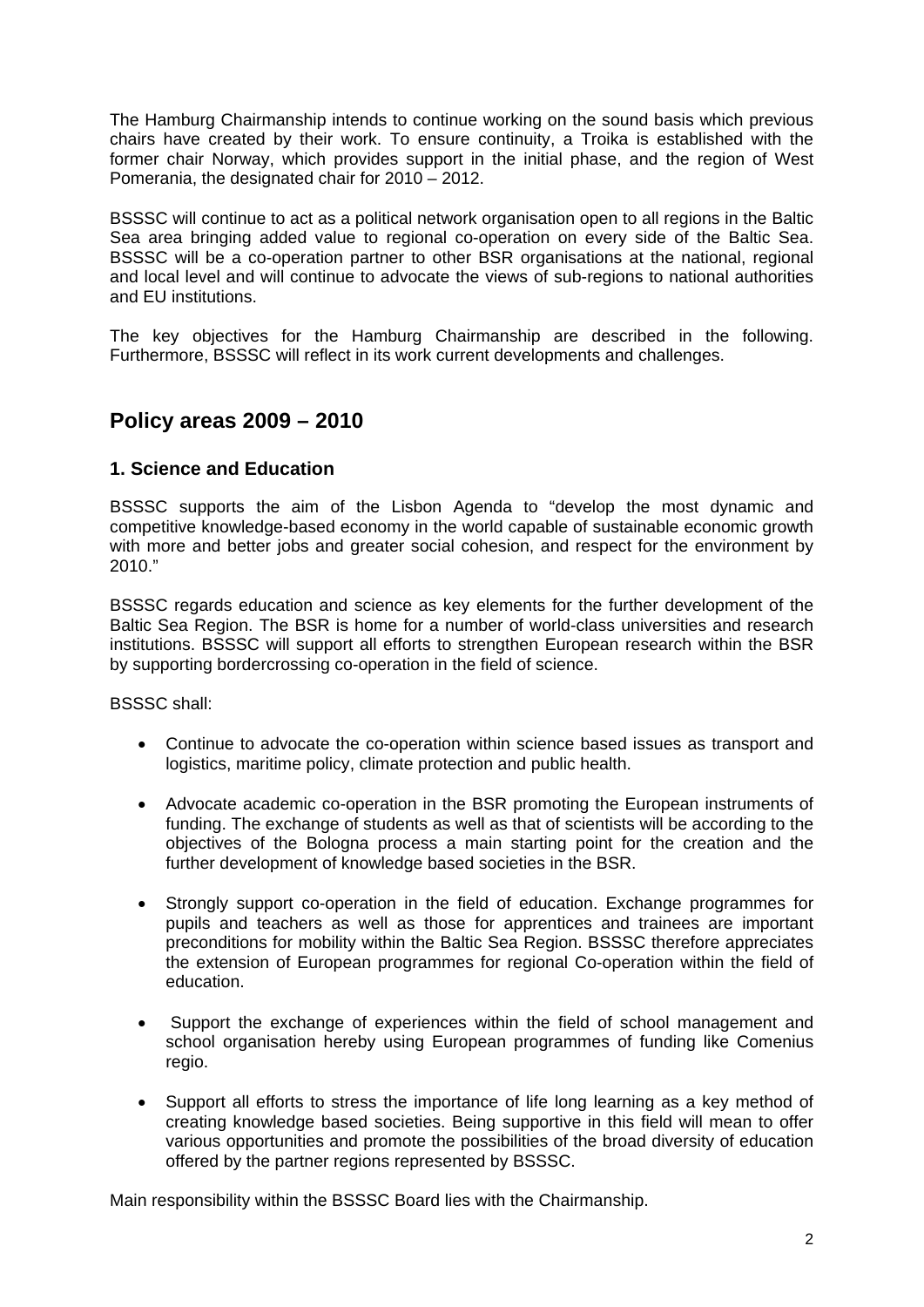The Hamburg Chairmanship intends to continue working on the sound basis which previous chairs have created by their work. To ensure continuity, a Troika is established with the former chair Norway, which provides support in the initial phase, and the region of West Pomerania, the designated chair for 2010 – 2012.

BSSSC will continue to act as a political network organisation open to all regions in the Baltic Sea area bringing added value to regional co-operation on every side of the Baltic Sea. BSSSC will be a co-operation partner to other BSR organisations at the national, regional and local level and will continue to advocate the views of sub-regions to national authorities and EU institutions.

The key objectives for the Hamburg Chairmanship are described in the following. Furthermore, BSSSC will reflect in its work current developments and challenges.

## Policy areas 2009 – 2010

### 1. Science and Education

BSSSC supports the aim of the Lisbon Agenda to "develop the most dynamic and competitive knowledge-based economy in the world capable of sustainable economic growth with more and better jobs and greater social cohesion, and respect for the environment by 2010."

BSSSC regards education and science as key elements for the further development of the Baltic Sea Region. The BSR is home for a number of world-class universities and research institutions. BSSSC will support all efforts to strengthen European research within the BSR by supporting bordercrossing co-operation in the field of science.

BSSSC shall:

- Continue to advocate the co-operation within science based issues as transport and logistics, maritime policy, climate protection and public health.
- Advocate academic co-operation in the BSR promoting the European instruments of funding. The exchange of students as well as that of scientists will be according to the objectives of the Bologna process a main starting point for the creation and the further development of knowledge based societies in the BSR.
- Strongly support co-operation in the field of education. Exchange programmes for pupils and teachers as well as those for apprentices and trainees are important preconditions for mobility within the Baltic Sea Region. BSSSC therefore appreciates the extension of European programmes for regional Co-operation within the field of education.
- Support the exchange of experiences within the field of school management and school organisation hereby using European programmes of funding like Comenius regio.
- Support all efforts to stress the importance of life long learning as a key method of creating knowledge based societies. Being supportive in this field will mean to offer various opportunities and promote the possibilities of the broad diversity of education offered by the partner regions represented by BSSSC.

Main responsibility within the BSSSC Board lies with the Chairmanship.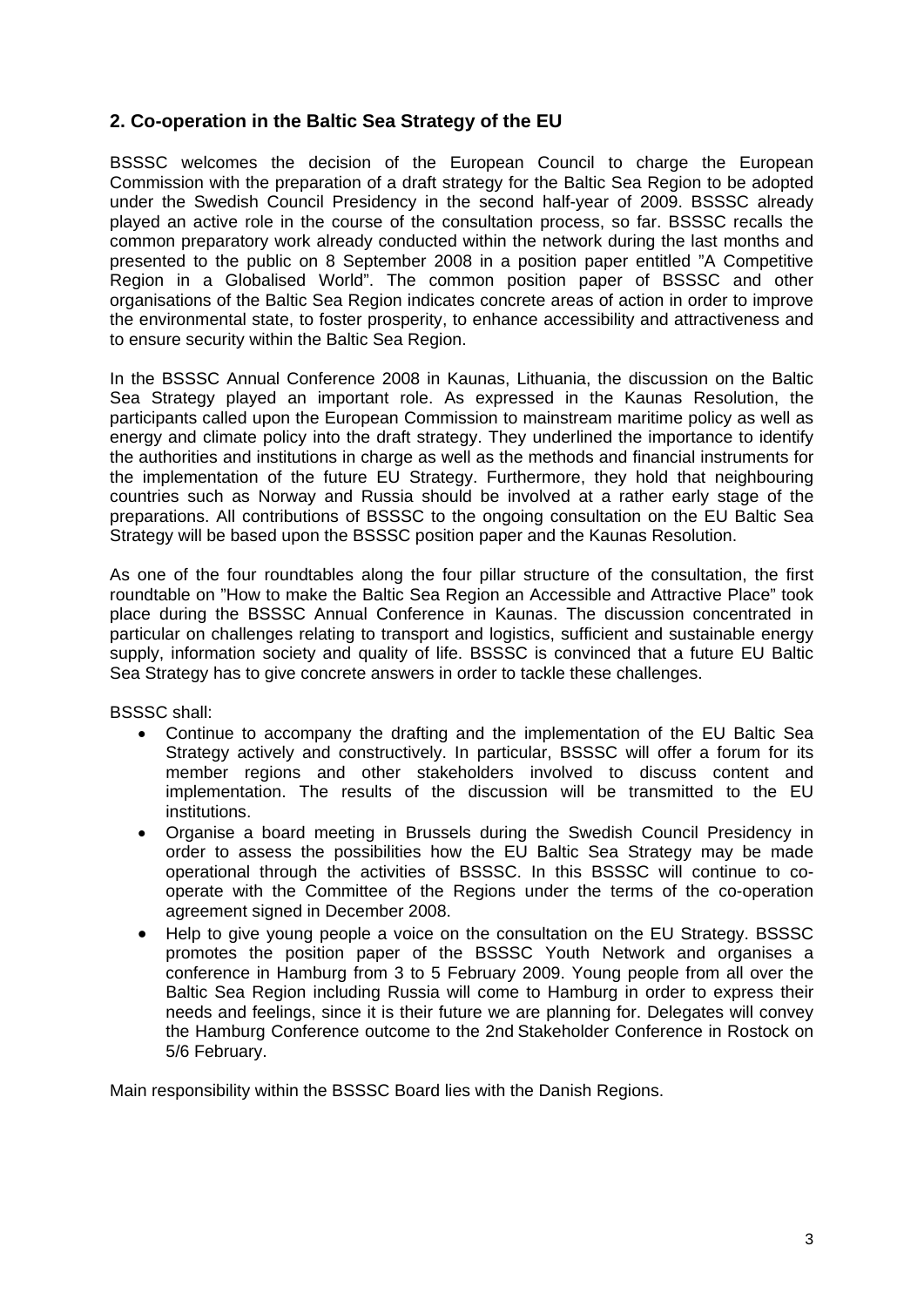## 2. Co-operation in the Baltic Sea Strategy of the EU

BSSSC welcomes the decision of the European Council to charge the European Commission with the preparation of a draft strategy for the Baltic Sea Region to be adopted under the Swedish Council Presidency in the second half-year of 2009. BSSSC already played an active role in the course of the consultation process, so far. BSSSC recalls the common preparatory work already conducted within the network during the last months and presented to the public on 8 September 2008 in a position paper entitled "A Competitive Region in a Globalised World". The common position paper of BSSSC and other organisations of the Baltic Sea Region indicates concrete areas of action in order to improve the environmental state, to foster prosperity, to enhance accessibility and attractiveness and to ensure security within the Baltic Sea Region.

In the BSSSC Annual Conference 2008 in Kaunas, Lithuania, the discussion on the Baltic Sea Strategy played an important role. As expressed in the Kaunas Resolution, the participants called upon the European Commission to mainstream maritime policy as well as energy and climate policy into the draft strategy. They underlined the importance to identify the authorities and institutions in charge as well as the methods and financial instruments for the implementation of the future EU Strategy. Furthermore, they hold that neighbouring countries such as Norway and Russia should be involved at a rather early stage of the preparations. All contributions of BSSSC to the ongoing consultation on the EU Baltic Sea Strategy will be based upon the BSSSC position paper and the Kaunas Resolution.

As one of the four roundtables along the four pillar structure of the consultation, the first roundtable on "How to make the Baltic Sea Region an Accessible and Attractive Place" took place during the BSSSC Annual Conference in Kaunas. The discussion concentrated in particular on challenges relating to transport and logistics, sufficient and sustainable energy supply, information society and quality of life. BSSSC is convinced that a future EU Baltic Sea Strategy has to give concrete answers in order to tackle these challenges.

BSSSC shall:

- Continue to accompany the drafting and the implementation of the EU Baltic Sea Strategy actively and constructively. In particular, BSSSC will offer a forum for its member regions and other stakeholders involved to discuss content and implementation. The results of the discussion will be transmitted to the EU institutions.
- Organise a board meeting in Brussels during the Swedish Council Presidency in order to assess the possibilities how the EU Baltic Sea Strategy may be made operational through the activities of BSSSC. In this BSSSC will continue to co-operate with the Committee of the Regions under the terms of the co-operation agreement signed in December 2008.
- Help to give young people a voice on the consultation on the EU Strategy. BSSSC promotes the position paper of the BSSSC Youth Network and organises a conference in Hamburg from 3 to 5 February 2009. Young people from all over the Baltic Sea Region including Russia will come to Hamburg in order to express their needs and feelings, since it is their future we are planning for. Delegates will convey the Hamburg Conference outcome to the 2nd Stakeholder Conference in Rostock on 5/6 February.

Main responsibility within the BSSSC Board lies with the Danish Regions.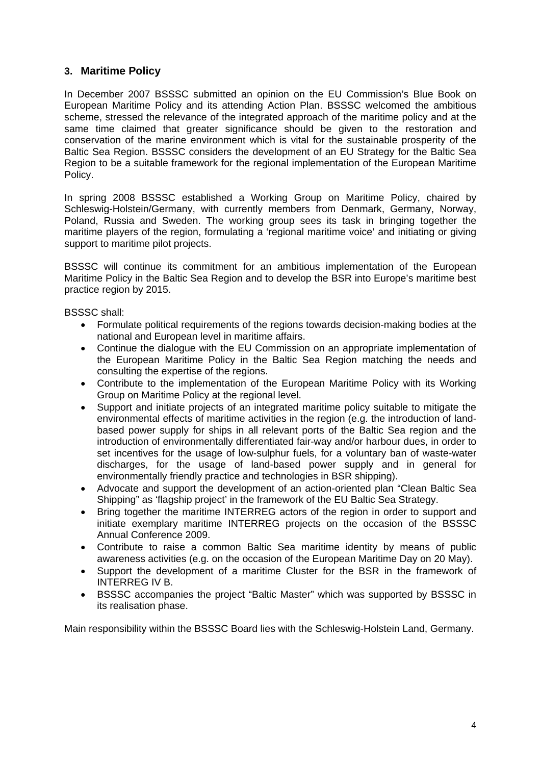## 3. Maritime Policy

In December 2007 BSSSC submitted an opinion on the EU Commission's Blue Book on European Maritime Policy and its attending Action Plan. BSSSC welcomed the ambitious scheme, stressed the relevance of the integrated approach of the maritime policy and at the same time claimed that greater significance should be given to the restoration and conservation of the marine environment which is vital for the sustainable prosperity of the Baltic Sea Region. BSSSC considers the development of an EU Strategy for the Baltic Sea Region to be a suitable framework for the regional implementation of the European Maritime Policy.

In spring 2008 BSSSC established a Working Group on Maritime Policy, chaired by Schleswig-Holstein/Germany, with currently members from Denmark, Germany, Norway, Poland, Russia and Sweden. The working group sees its task in bringing together the maritime players of the region, formulating a 'regional maritime voice' and initiating or giving support to maritime pilot projects.

BSSSC will continue its commitment for an ambitious implementation of the European Maritime Policy in the Baltic Sea Region and to develop the BSR into Europe's maritime best practice region by 2015.

BSSSC shall:

- Formulate political requirements of the regions towards decision-making bodies at the national and European level in maritime affairs.
- Continue the dialogue with the EU Commission on an appropriate implementation of the European Maritime Policy in the Baltic Sea Region matching the needs and consulting the expertise of the regions.
- Contribute to the implementation of the European Maritime Policy with its Working Group on Maritime Policy at the regional level.
- Support and initiate projects of an integrated maritime policy suitable to mitigate the environmental effects of maritime activities in the region (e.g. the introduction of land-based power supply for ships in all relevant ports of the Baltic Sea region and the introduction of environmentally differentiated fair-way and/or harbour dues, in order to set incentives for the usage of low-sulphur fuels, for a voluntary ban of waste-water discharges, for the usage of land-based power supply and in general for environmentally friendly practice and technologies in BSR shipping).
- Advocate and support the development of an action-oriented plan "Clean Baltic Sea Shipping" as 'flagship project' in the framework of the EU Baltic Sea Strategy.
- Bring together the maritime INTERREG actors of the region in order to support and initiate exemplary maritime INTERREG projects on the occasion of the BSSSC Annual Conference 2009.
- Contribute to raise a common Baltic Sea maritime identity by means of public awareness activities (e.g. on the occasion of the European Maritime Day on 20 May).
- Support the development of a maritime Cluster for the BSR in the framework of INTERREG IV B.
- BSSSC accompanies the project "Baltic Master" which was supported by BSSSC in its realisation phase.

Main responsibility within the BSSSC Board lies with the Schleswig-Holstein Land, Germany.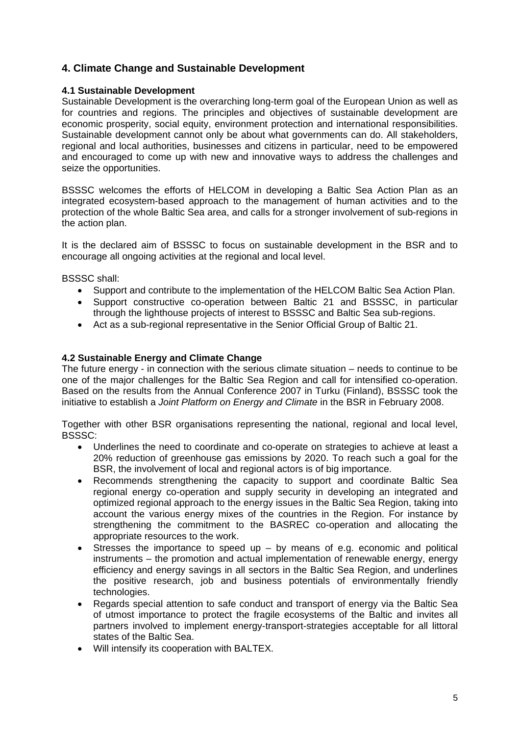## 4. Climate Change and Sustainable Development

### 4.1 Sustainable Development

Sustainable Development is the overarching long-term goal of the European Union as well as for countries and regions. The principles and objectives of sustainable development are economic prosperity, social equity, environment protection and international responsibilities. Sustainable development cannot only be about what governments can do. All stakeholders, regional and local authorities, businesses and citizens in particular, need to be empowered and encouraged to come up with new and innovative ways to address the challenges and seize the opportunities.

BSSSC welcomes the efforts of HELCOM in developing a Baltic Sea Action Plan as an integrated ecosystem-based approach to the management of human activities and to the protection of the whole Baltic Sea area, and calls for a stronger involvement of sub-regions in the action plan.

It is the declared aim of BSSSC to focus on sustainable development in the BSR and to encourage all ongoing activities at the regional and local level.

BSSSC shall:

- Support and contribute to the implementation of the HELCOM Baltic Sea Action Plan.
- Support constructive co-operation between Baltic 21 and BSSSC, in particular through the lighthouse projects of interest to BSSSC and Baltic Sea sub-regions.
- Act as a sub-regional representative in the Senior Official Group of Baltic 21.

### 4.2 Sustainable Energy and Climate Change

The future energy - in connection with the serious climate situation – needs to continue to be one of the major challenges for the Baltic Sea Region and call for intensified co-operation. Based on the results from the Annual Conference 2007 in Turku (Finland), BSSSC took the initiative to establish a *Joint Platform on Energy and Climate* in the BSR in February 2008.

Together with other BSR organisations representing the national, regional and local level, BSSSC:

- Underlines the need to coordinate and co-operate on strategies to achieve at least a 20% reduction of greenhouse gas emissions by 2020. To reach such a goal for the BSR, the involvement of local and regional actors is of big importance.
- Recommends strengthening the capacity to support and coordinate Baltic Sea regional energy co-operation and supply security in developing an integrated and optimized regional approach to the energy issues in the Baltic Sea Region, taking into account the various energy mixes of the countries in the Region. For instance by strengthening the commitment to the BASREC co-operation and allocating the appropriate resources to the work.
- Stresses the importance to speed up – by means of e.g. economic and political instruments – the promotion and actual implementation of renewable energy, energy efficiency and energy savings in all sectors in the Baltic Sea Region, and underlines the positive research, job and business potentials of environmentally friendly technologies.
- Regards special attention to safe conduct and transport of energy via the Baltic Sea of utmost importance to protect the fragile ecosystems of the Baltic and invites all partners involved to implement energy-transport-strategies acceptable for all littoral states of the Baltic Sea.
- Will intensify its cooperation with BALTEX.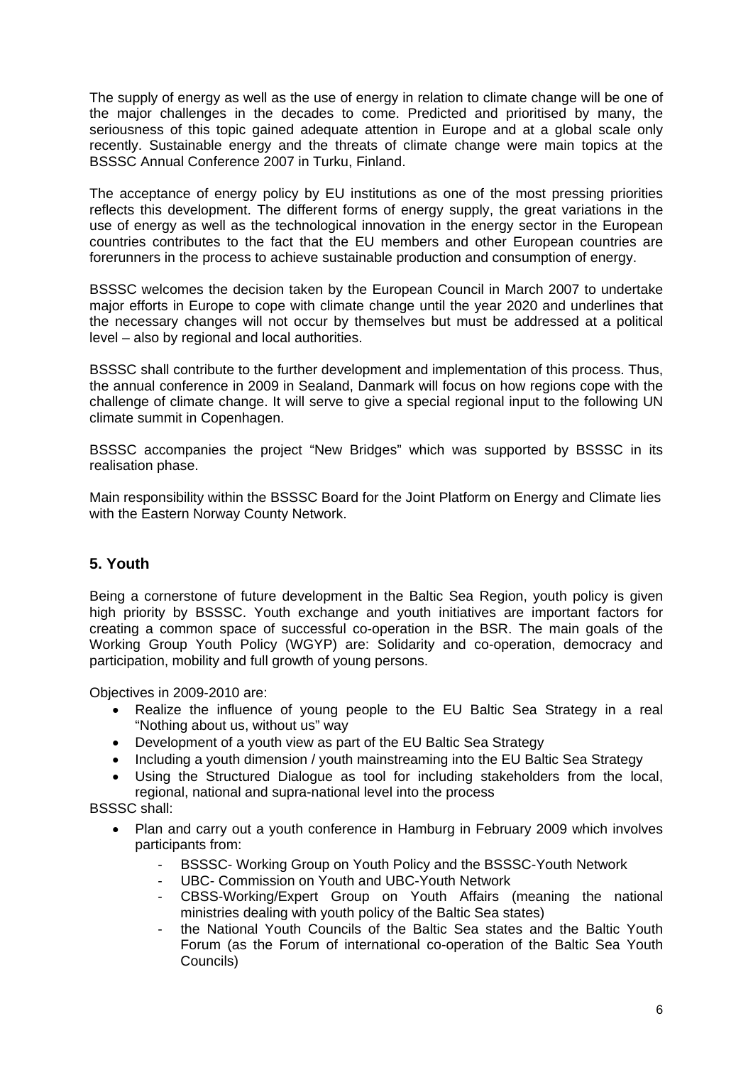The supply of energy as well as the use of energy in relation to climate change will be one of the major challenges in the decades to come. Predicted and prioritised by many, the seriousness of this topic gained adequate attention in Europe and at a global scale only recently. Sustainable energy and the threats of climate change were main topics at the BSSSC Annual Conference 2007 in Turku, Finland.

The acceptance of energy policy by EU institutions as one of the most pressing priorities reflects this development. The different forms of energy supply, the great variations in the use of energy as well as the technological innovation in the energy sector in the European countries contributes to the fact that the EU members and other European countries are forerunners in the process to achieve sustainable production and consumption of energy.

BSSSC welcomes the decision taken by the European Council in March 2007 to undertake major efforts in Europe to cope with climate change until the year 2020 and underlines that the necessary changes will not occur by themselves but must be addressed at a political level – also by regional and local authorities.

BSSSC shall contribute to the further development and implementation of this process. Thus, the annual conference in 2009 in Sealand, Danmark will focus on how regions cope with the challenge of climate change. It will serve to give a special regional input to the following UN climate summit in Copenhagen.

BSSSC accompanies the project "New Bridges" which was supported by BSSSC in its realisation phase.

Main responsibility within the BSSSC Board for the Joint Platform on Energy and Climate lies with the Eastern Norway County Network.

## 5. Youth

Being a cornerstone of future development in the Baltic Sea Region, youth policy is given high priority by BSSSC. Youth exchange and youth initiatives are important factors for creating a common space of successful co-operation in the BSR. The main goals of the Working Group Youth Policy (WGYP) are: Solidarity and co-operation, democracy and participation, mobility and full growth of young persons.

Objectives in 2009-2010 are:

- Realize the influence of young people to the EU Baltic Sea Strategy in a real "Nothing about us, without us" way
- Development of a youth view as part of the EU Baltic Sea Strategy
- Including a youth dimension / youth mainstreaming into the EU Baltic Sea Strategy
- Using the Structured Dialogue as tool for including stakeholders from the local, regional, national and supra-national level into the process

BSSSC shall:

- Plan and carry out a youth conference in Hamburg in February 2009 which involves participants from:
  - BSSSC- Working Group on Youth Policy and the BSSSC-Youth Network
  - UBC- Commission on Youth and UBC-Youth Network
  - CBSS-Working/Expert Group on Youth Affairs (meaning the national ministries dealing with youth policy of the Baltic Sea states)
  - the National Youth Councils of the Baltic Sea states and the Baltic Youth Forum (as the Forum of international co-operation of the Baltic Sea Youth Councils)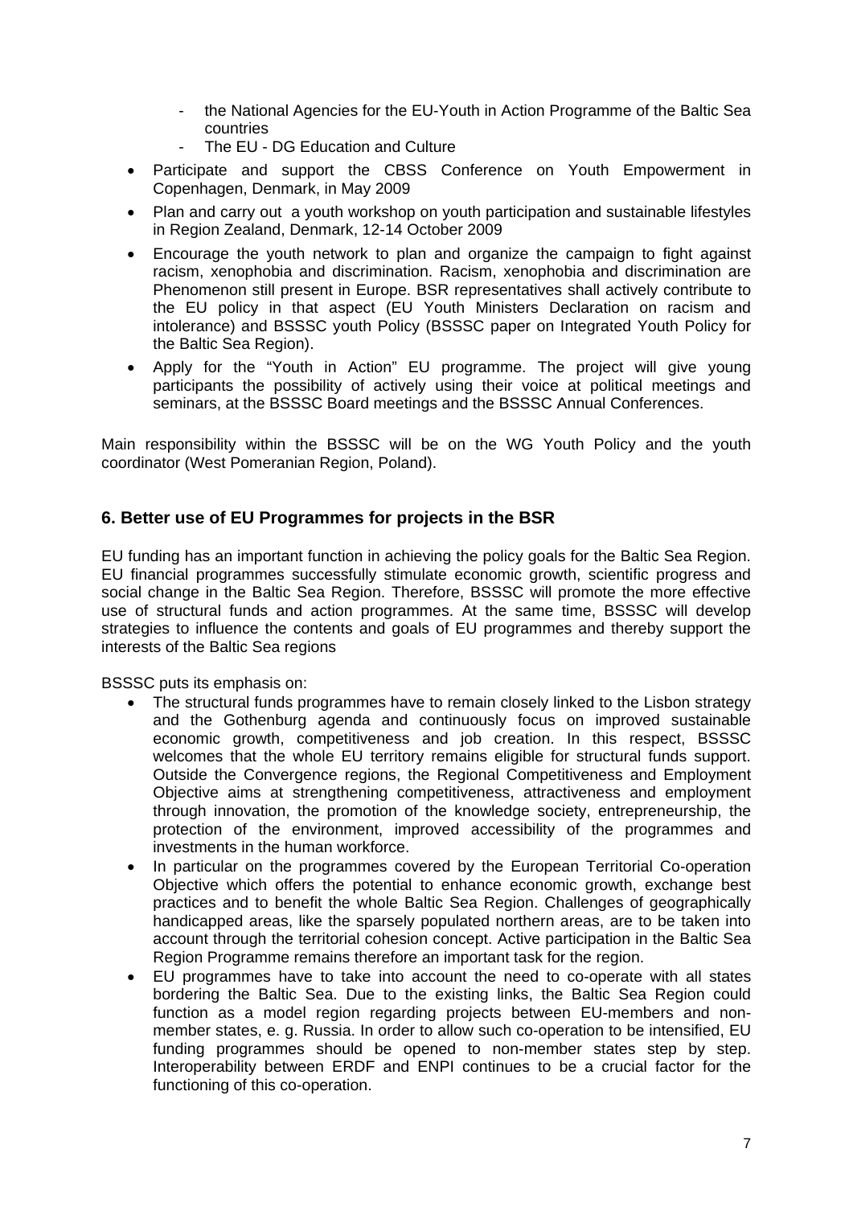- the National Agencies for the EU-Youth in Action Programme of the Baltic Sea countries
  - The EU - DG Education and Culture
- Participate and support the CBSS Conference on Youth Empowerment in Copenhagen, Denmark, in May 2009
- Plan and carry out a youth workshop on youth participation and sustainable lifestyles in Region Zealand, Denmark, 12-14 October 2009
- Encourage the youth network to plan and organize the campaign to fight against racism, xenophobia and discrimination. Racism, xenophobia and discrimination are Phenomenon still present in Europe. BSR representatives shall actively contribute to the EU policy in that aspect (EU Youth Ministers Declaration on racism and intolerance) and BSSSC youth Policy (BSSSC paper on Integrated Youth Policy for the Baltic Sea Region).
- Apply for the "Youth in Action" EU programme. The project will give young participants the possibility of actively using their voice at political meetings and seminars, at the BSSSC Board meetings and the BSSSC Annual Conferences.

Main responsibility within the BSSSC will be on the WG Youth Policy and the youth coordinator (West Pomeranian Region, Poland).

## 6. Better use of EU Programmes for projects in the BSR

EU funding has an important function in achieving the policy goals for the Baltic Sea Region. EU financial programmes successfully stimulate economic growth, scientific progress and social change in the Baltic Sea Region. Therefore, BSSSC will promote the more effective use of structural funds and action programmes. At the same time, BSSSC will develop strategies to influence the contents and goals of EU programmes and thereby support the interests of the Baltic Sea regions

BSSSC puts its emphasis on:

- The structural funds programmes have to remain closely linked to the Lisbon strategy and the Gothenburg agenda and continuously focus on improved sustainable economic growth, competitiveness and job creation. In this respect, BSSSC welcomes that the whole EU territory remains eligible for structural funds support. Outside the Convergence regions, the Regional Competitiveness and Employment Objective aims at strengthening competitiveness, attractiveness and employment through innovation, the promotion of the knowledge society, entrepreneurship, the protection of the environment, improved accessibility of the programmes and investments in the human workforce.
- In particular on the programmes covered by the European Territorial Co-operation Objective which offers the potential to enhance economic growth, exchange best practices and to benefit the whole Baltic Sea Region. Challenges of geographically handicapped areas, like the sparsely populated northern areas, are to be taken into account through the territorial cohesion concept. Active participation in the Baltic Sea Region Programme remains therefore an important task for the region.
- EU programmes have to take into account the need to co-operate with all states bordering the Baltic Sea. Due to the existing links, the Baltic Sea Region could function as a model region regarding projects between EU-members and non-member states, e. g. Russia. In order to allow such co-operation to be intensified, EU funding programmes should be opened to non-member states step by step. Interoperability between ERDF and ENPI continues to be a crucial factor for the functioning of this co-operation.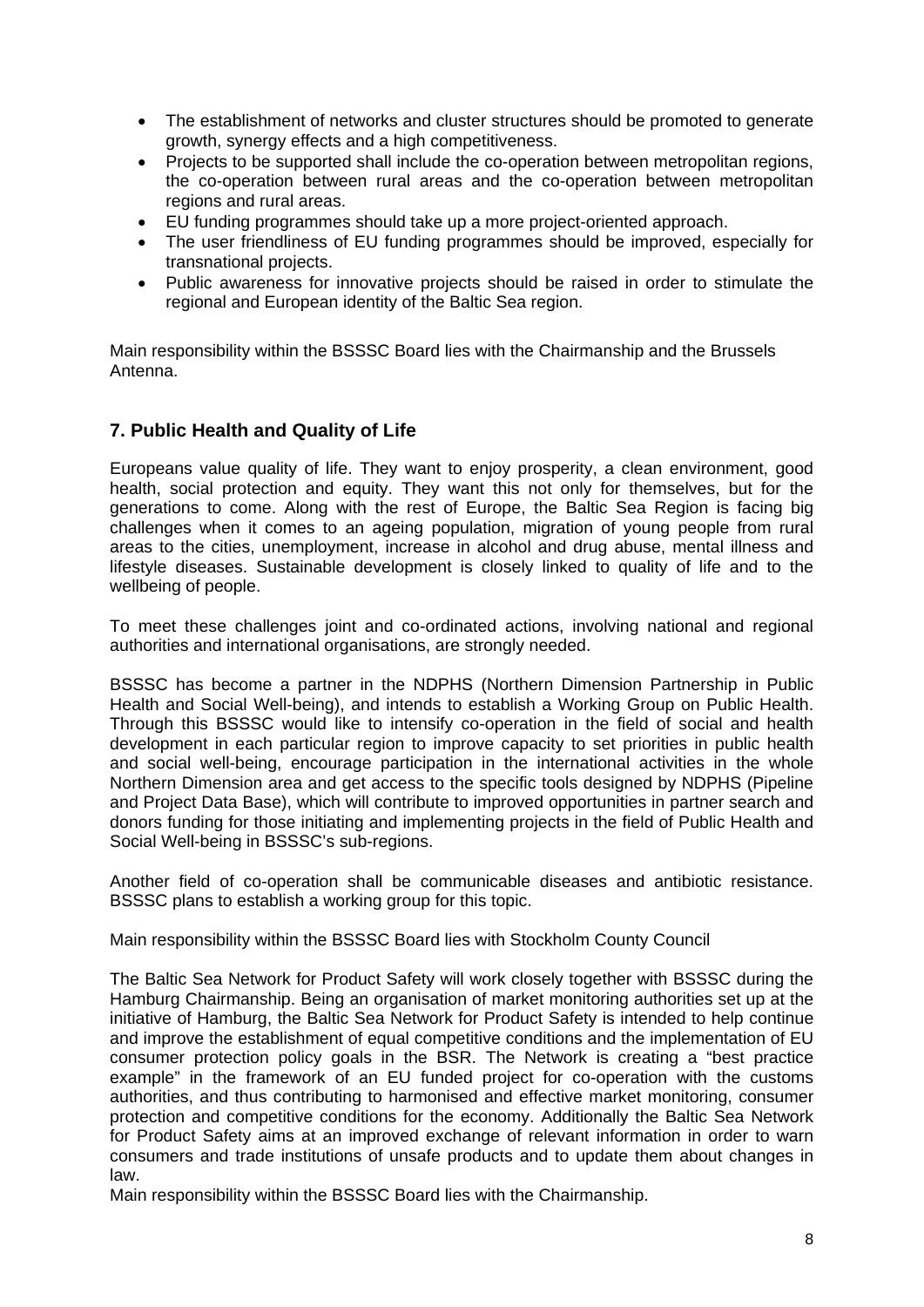- The establishment of networks and cluster structures should be promoted to generate growth, synergy effects and a high competitiveness.
- Projects to be supported shall include the co-operation between metropolitan regions, the co-operation between rural areas and the co-operation between metropolitan regions and rural areas.
- EU funding programmes should take up a more project-oriented approach.
- The user friendliness of EU funding programmes should be improved, especially for transnational projects.
- Public awareness for innovative projects should be raised in order to stimulate the regional and European identity of the Baltic Sea region.

Main responsibility within the BSSSC Board lies with the Chairmanship and the Brussels Antenna.

## 7. Public Health and Quality of Life

Europeans value quality of life. They want to enjoy prosperity, a clean environment, good health, social protection and equity. They want this not only for themselves, but for the generations to come. Along with the rest of Europe, the Baltic Sea Region is facing big challenges when it comes to an ageing population, migration of young people from rural areas to the cities, unemployment, increase in alcohol and drug abuse, mental illness and lifestyle diseases. Sustainable development is closely linked to quality of life and to the wellbeing of people.

To meet these challenges joint and co-ordinated actions, involving national and regional authorities and international organisations, are strongly needed.

BSSSC has become a partner in the NDPHS (Northern Dimension Partnership in Public Health and Social Well-being), and intends to establish a Working Group on Public Health. Through this BSSSC would like to intensify co-operation in the field of social and health development in each particular region to improve capacity to set priorities in public health and social well-being, encourage participation in the international activities in the whole Northern Dimension area and get access to the specific tools designed by NDPHS (Pipeline and Project Data Base), which will contribute to improved opportunities in partner search and donors funding for those initiating and implementing projects in the field of Public Health and Social Well-being in BSSSC's sub-regions.

Another field of co-operation shall be communicable diseases and antibiotic resistance. BSSSC plans to establish a working group for this topic.

Main responsibility within the BSSSC Board lies with Stockholm County Council

The Baltic Sea Network for Product Safety will work closely together with BSSSC during the Hamburg Chairmanship. Being an organisation of market monitoring authorities set up at the initiative of Hamburg, the Baltic Sea Network for Product Safety is intended to help continue and improve the establishment of equal competitive conditions and the implementation of EU consumer protection policy goals in the BSR. The Network is creating a "best practice example" in the framework of an EU funded project for co-operation with the customs authorities, and thus contributing to harmonised and effective market monitoring, consumer protection and competitive conditions for the economy. Additionally the Baltic Sea Network for Product Safety aims at an improved exchange of relevant information in order to warn consumers and trade institutions of unsafe products and to update them about changes in law.
Main responsibility within the BSSSC Board lies with the Chairmanship.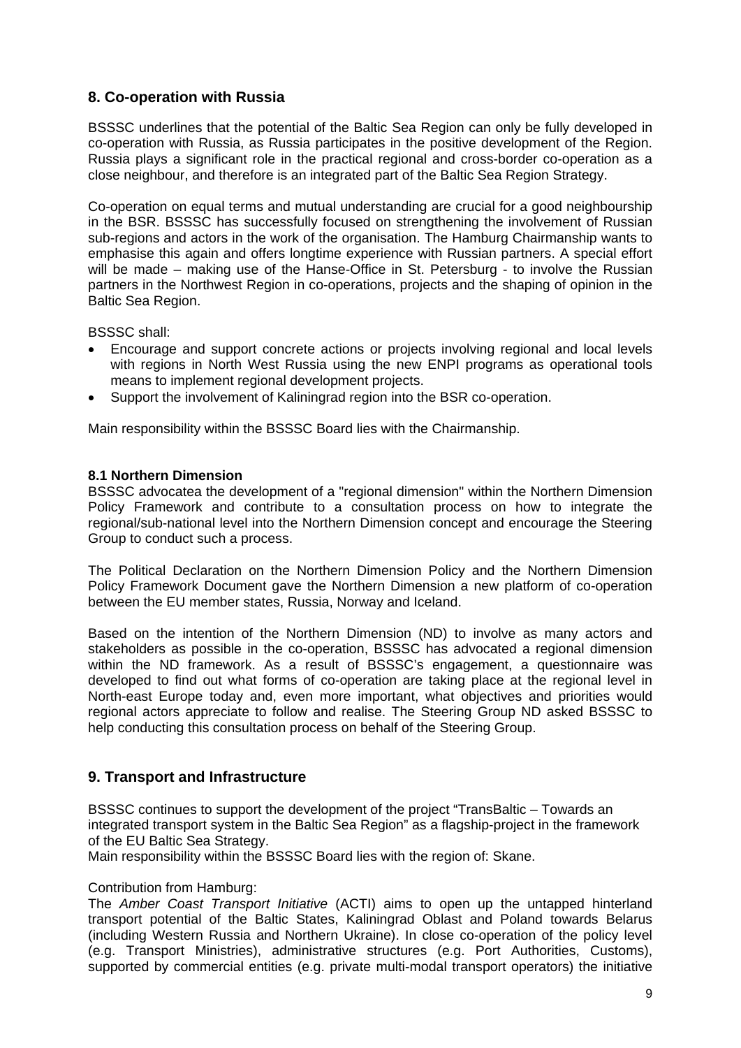## 8. Co-operation with Russia

BSSSC underlines that the potential of the Baltic Sea Region can only be fully developed in co-operation with Russia, as Russia participates in the positive development of the Region. Russia plays a significant role in the practical regional and cross-border co-operation as a close neighbour, and therefore is an integrated part of the Baltic Sea Region Strategy.

Co-operation on equal terms and mutual understanding are crucial for a good neighbourship in the BSR. BSSSC has successfully focused on strengthening the involvement of Russian sub-regions and actors in the work of the organisation. The Hamburg Chairmanship wants to emphasise this again and offers longtime experience with Russian partners. A special effort will be made – making use of the Hanse-Office in St. Petersburg - to involve the Russian partners in the Northwest Region in co-operations, projects and the shaping of opinion in the Baltic Sea Region.

BSSSC shall:

- Encourage and support concrete actions or projects involving regional and local levels with regions in North West Russia using the new ENPI programs as operational tools means to implement regional development projects.
- Support the involvement of Kaliningrad region into the BSR co-operation.

Main responsibility within the BSSSC Board lies with the Chairmanship.

### 8.1 Northern Dimension

BSSSC advocatea the development of a "regional dimension" within the Northern Dimension Policy Framework and contribute to a consultation process on how to integrate the regional/sub-national level into the Northern Dimension concept and encourage the Steering Group to conduct such a process.

The Political Declaration on the Northern Dimension Policy and the Northern Dimension Policy Framework Document gave the Northern Dimension a new platform of co-operation between the EU member states, Russia, Norway and Iceland.

Based on the intention of the Northern Dimension (ND) to involve as many actors and stakeholders as possible in the co-operation, BSSSC has advocated a regional dimension within the ND framework. As a result of BSSSC's engagement, a questionnaire was developed to find out what forms of co-operation are taking place at the regional level in North-east Europe today and, even more important, what objectives and priorities would regional actors appreciate to follow and realise. The Steering Group ND asked BSSSC to help conducting this consultation process on behalf of the Steering Group.

## 9. Transport and Infrastructure

BSSSC continues to support the development of the project "TransBaltic – Towards an integrated transport system in the Baltic Sea Region" as a flagship-project in the framework of the EU Baltic Sea Strategy.
Main responsibility within the BSSSC Board lies with the region of: Skane.

Contribution from Hamburg:
The *Amber Coast Transport Initiative* (ACTI) aims to open up the untapped hinterland transport potential of the Baltic States, Kaliningrad Oblast and Poland towards Belarus (including Western Russia and Northern Ukraine). In close co-operation of the policy level (e.g. Transport Ministries), administrative structures (e.g. Port Authorities, Customs), supported by commercial entities (e.g. private multi-modal transport operators) the initiative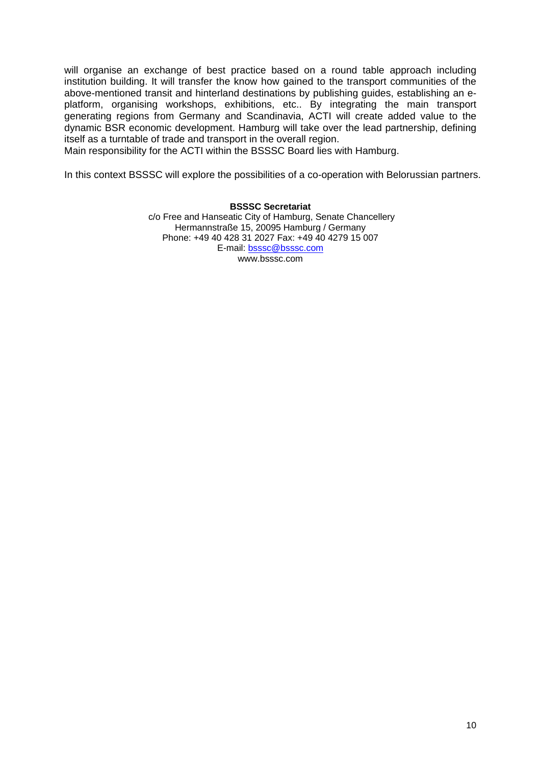will organise an exchange of best practice based on a round table approach including institution building. It will transfer the know how gained to the transport communities of the above-mentioned transit and hinterland destinations by publishing guides, establishing an e-platform, organising workshops, exhibitions, etc.. By integrating the main transport generating regions from Germany and Scandinavia, ACTI will create added value to the dynamic BSR economic development. Hamburg will take over the lead partnership, defining itself as a turntable of trade and transport in the overall region.
Main responsibility for the ACTI within the BSSSC Board lies with Hamburg.

In this context BSSSC will explore the possibilities of a co-operation with Belorussian partners.

**BSSSC Secretariat**
c/o Free and Hanseatic City of Hamburg, Senate Chancellery
Hermannstraße 15, 20095 Hamburg / Germany
Phone: +49 40 428 31 2027 Fax: +49 40 4279 15 007
E-mail: bsssc@bsssc.com
www.bsssc.com